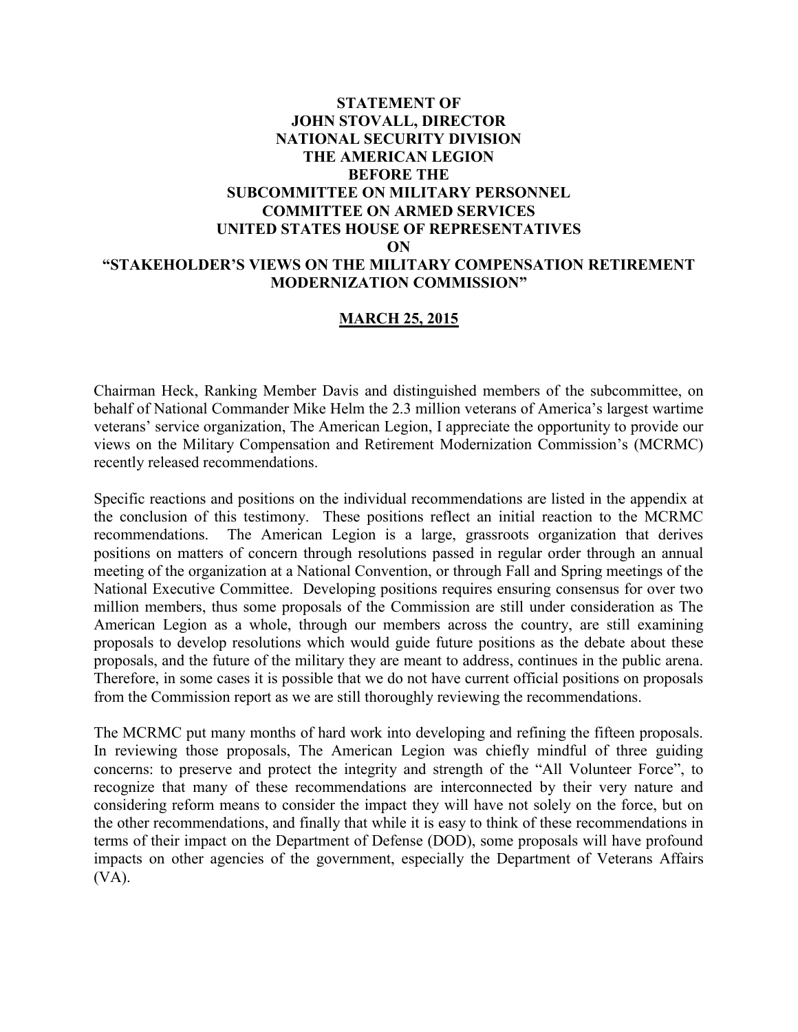**STATEMENT OF**
**JOHN STOVALL, DIRECTOR**
**NATIONAL SECURITY DIVISION**
**THE AMERICAN LEGION**
**BEFORE THE**
**SUBCOMMITTEE ON MILITARY PERSONNEL**
**COMMITTEE ON ARMED SERVICES**
**UNITED STATES HOUSE OF REPRESENTATIVES**
**ON**
**"STAKEHOLDER'S VIEWS ON THE MILITARY COMPENSATION RETIREMENT MODERNIZATION COMMISSION"**

**MARCH 25, 2015**

Chairman Heck, Ranking Member Davis and distinguished members of the subcommittee, on behalf of National Commander Mike Helm the 2.3 million veterans of America's largest wartime veterans' service organization, The American Legion, I appreciate the opportunity to provide our views on the Military Compensation and Retirement Modernization Commission's (MCRMC) recently released recommendations.

Specific reactions and positions on the individual recommendations are listed in the appendix at the conclusion of this testimony. These positions reflect an initial reaction to the MCRMC recommendations. The American Legion is a large, grassroots organization that derives positions on matters of concern through resolutions passed in regular order through an annual meeting of the organization at a National Convention, or through Fall and Spring meetings of the National Executive Committee. Developing positions requires ensuring consensus for over two million members, thus some proposals of the Commission are still under consideration as The American Legion as a whole, through our members across the country, are still examining proposals to develop resolutions which would guide future positions as the debate about these proposals, and the future of the military they are meant to address, continues in the public arena. Therefore, in some cases it is possible that we do not have current official positions on proposals from the Commission report as we are still thoroughly reviewing the recommendations.

The MCRMC put many months of hard work into developing and refining the fifteen proposals. In reviewing those proposals, The American Legion was chiefly mindful of three guiding concerns: to preserve and protect the integrity and strength of the "All Volunteer Force", to recognize that many of these recommendations are interconnected by their very nature and considering reform means to consider the impact they will have not solely on the force, but on the other recommendations, and finally that while it is easy to think of these recommendations in terms of their impact on the Department of Defense (DOD), some proposals will have profound impacts on other agencies of the government, especially the Department of Veterans Affairs (VA).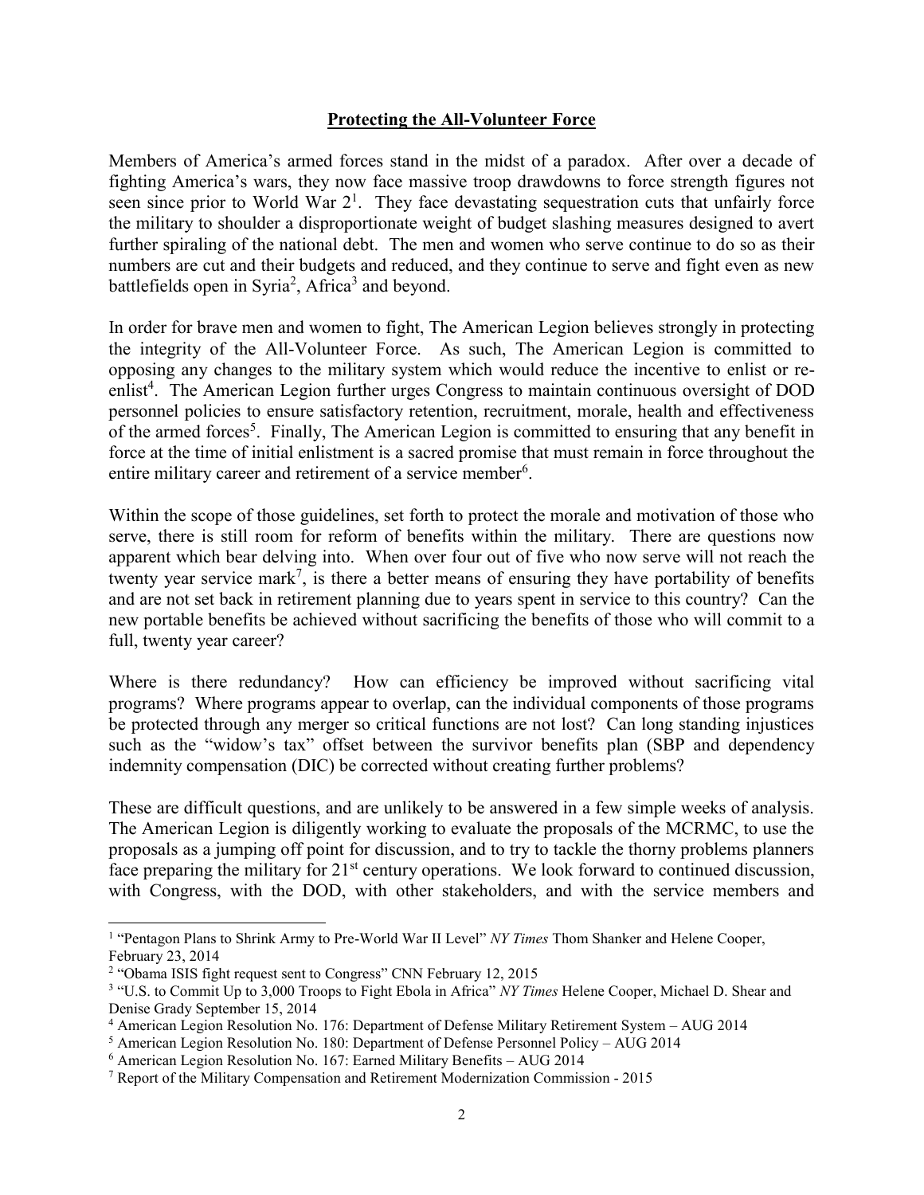## Protecting the All-Volunteer Force

Members of America's armed forces stand in the midst of a paradox. After over a decade of fighting America's wars, they now face massive troop drawdowns to force strength figures not seen since prior to World War 2[1]. They face devastating sequestration cuts that unfairly force the military to shoulder a disproportionate weight of budget slashing measures designed to avert further spiraling of the national debt. The men and women who serve continue to do so as their numbers are cut and their budgets and reduced, and they continue to serve and fight even as new battlefields open in Syria[2], Africa[3] and beyond.

In order for brave men and women to fight, The American Legion believes strongly in protecting the integrity of the All-Volunteer Force. As such, The American Legion is committed to opposing any changes to the military system which would reduce the incentive to enlist or re-enlist[4]. The American Legion further urges Congress to maintain continuous oversight of DOD personnel policies to ensure satisfactory retention, recruitment, morale, health and effectiveness of the armed forces[5]. Finally, The American Legion is committed to ensuring that any benefit in force at the time of initial enlistment is a sacred promise that must remain in force throughout the entire military career and retirement of a service member[6].

Within the scope of those guidelines, set forth to protect the morale and motivation of those who serve, there is still room for reform of benefits within the military. There are questions now apparent which bear delving into. When over four out of five who now serve will not reach the twenty year service mark[7], is there a better means of ensuring they have portability of benefits and are not set back in retirement planning due to years spent in service to this country? Can the new portable benefits be achieved without sacrificing the benefits of those who will commit to a full, twenty year career?

Where is there redundancy? How can efficiency be improved without sacrificing vital programs? Where programs appear to overlap, can the individual components of those programs be protected through any merger so critical functions are not lost? Can long standing injustices such as the "widow's tax" offset between the survivor benefits plan (SBP and dependency indemnity compensation (DIC) be corrected without creating further problems?

These are difficult questions, and are unlikely to be answered in a few simple weeks of analysis. The American Legion is diligently working to evaluate the proposals of the MCRMC, to use the proposals as a jumping off point for discussion, and to try to tackle the thorny problems planners face preparing the military for 21st century operations. We look forward to continued discussion, with Congress, with the DOD, with other stakeholders, and with the service members and

---

[1] "Pentagon Plans to Shrink Army to Pre-World War II Level" *NY Times* Thom Shanker and Helene Cooper, February 23, 2014

[2] "Obama ISIS fight request sent to Congress" CNN February 12, 2015

[3] "U.S. to Commit Up to 3,000 Troops to Fight Ebola in Africa" *NY Times* Helene Cooper, Michael D. Shear and Denise Grady September 15, 2014

[4] American Legion Resolution No. 176: Department of Defense Military Retirement System – AUG 2014

[5] American Legion Resolution No. 180: Department of Defense Personnel Policy – AUG 2014

[6] American Legion Resolution No. 167: Earned Military Benefits – AUG 2014

[7] Report of the Military Compensation and Retirement Modernization Commission - 2015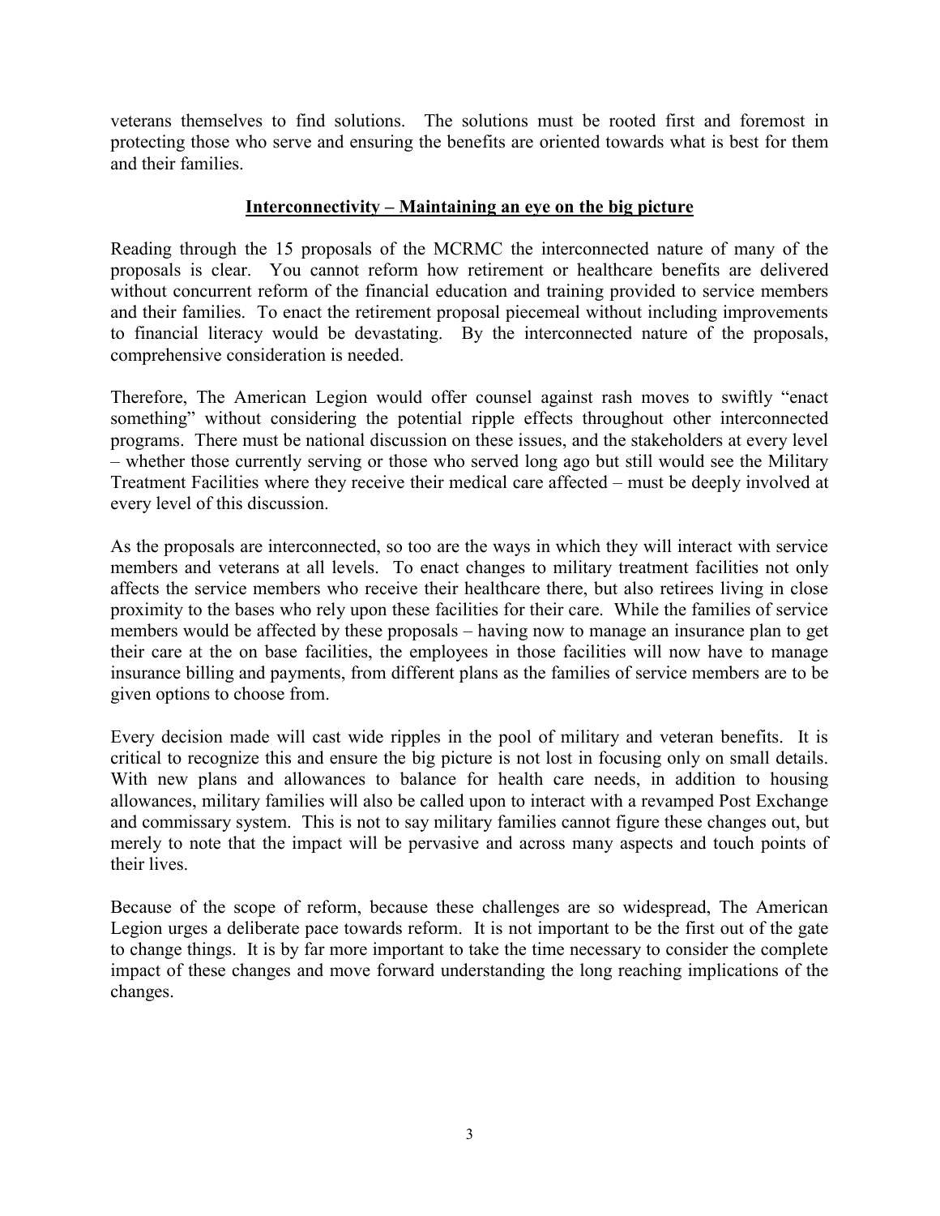veterans themselves to find solutions. The solutions must be rooted first and foremost in protecting those who serve and ensuring the benefits are oriented towards what is best for them and their families.

## Interconnectivity – Maintaining an eye on the big picture

Reading through the 15 proposals of the MCRMC the interconnected nature of many of the proposals is clear. You cannot reform how retirement or healthcare benefits are delivered without concurrent reform of the financial education and training provided to service members and their families. To enact the retirement proposal piecemeal without including improvements to financial literacy would be devastating. By the interconnected nature of the proposals, comprehensive consideration is needed.

Therefore, The American Legion would offer counsel against rash moves to swiftly "enact something" without considering the potential ripple effects throughout other interconnected programs. There must be national discussion on these issues, and the stakeholders at every level – whether those currently serving or those who served long ago but still would see the Military Treatment Facilities where they receive their medical care affected – must be deeply involved at every level of this discussion.

As the proposals are interconnected, so too are the ways in which they will interact with service members and veterans at all levels. To enact changes to military treatment facilities not only affects the service members who receive their healthcare there, but also retirees living in close proximity to the bases who rely upon these facilities for their care. While the families of service members would be affected by these proposals – having now to manage an insurance plan to get their care at the on base facilities, the employees in those facilities will now have to manage insurance billing and payments, from different plans as the families of service members are to be given options to choose from.

Every decision made will cast wide ripples in the pool of military and veteran benefits. It is critical to recognize this and ensure the big picture is not lost in focusing only on small details. With new plans and allowances to balance for health care needs, in addition to housing allowances, military families will also be called upon to interact with a revamped Post Exchange and commissary system. This is not to say military families cannot figure these changes out, but merely to note that the impact will be pervasive and across many aspects and touch points of their lives.

Because of the scope of reform, because these challenges are so widespread, The American Legion urges a deliberate pace towards reform. It is not important to be the first out of the gate to change things. It is by far more important to take the time necessary to consider the complete impact of these changes and move forward understanding the long reaching implications of the changes.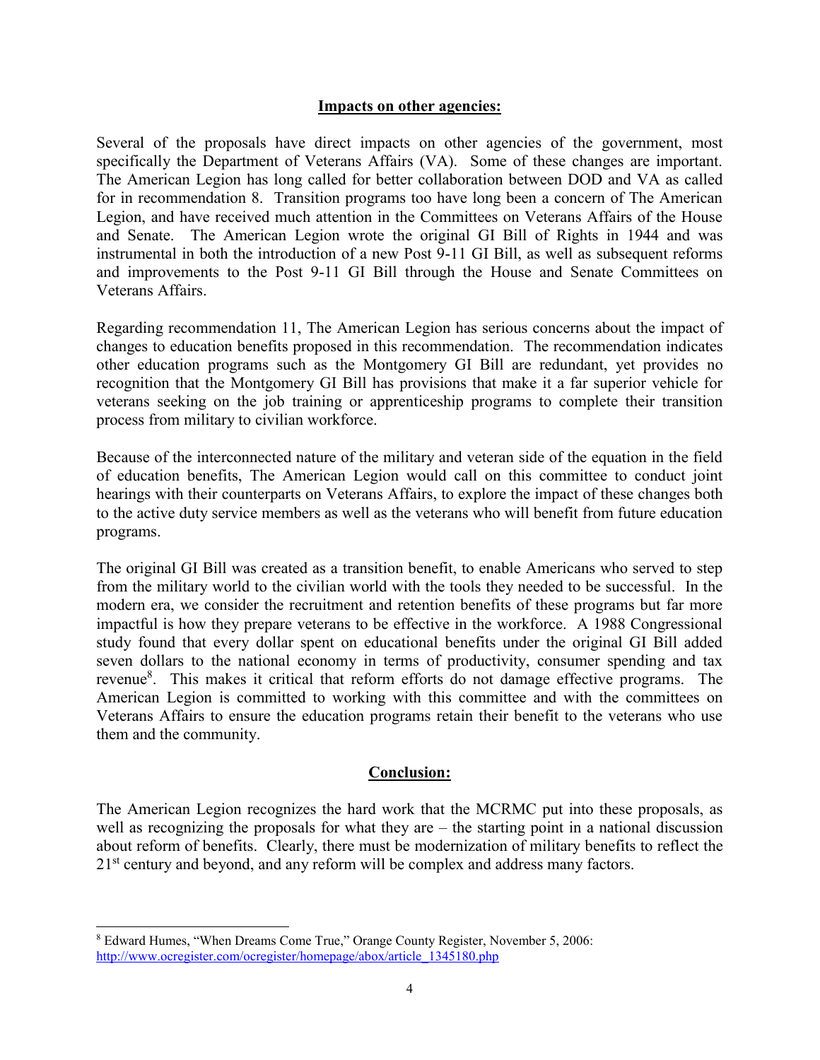## Impacts on other agencies:

Several of the proposals have direct impacts on other agencies of the government, most specifically the Department of Veterans Affairs (VA). Some of these changes are important. The American Legion has long called for better collaboration between DOD and VA as called for in recommendation 8. Transition programs too have long been a concern of The American Legion, and have received much attention in the Committees on Veterans Affairs of the House and Senate. The American Legion wrote the original GI Bill of Rights in 1944 and was instrumental in both the introduction of a new Post 9-11 GI Bill, as well as subsequent reforms and improvements to the Post 9-11 GI Bill through the House and Senate Committees on Veterans Affairs.

Regarding recommendation 11, The American Legion has serious concerns about the impact of changes to education benefits proposed in this recommendation. The recommendation indicates other education programs such as the Montgomery GI Bill are redundant, yet provides no recognition that the Montgomery GI Bill has provisions that make it a far superior vehicle for veterans seeking on the job training or apprenticeship programs to complete their transition process from military to civilian workforce.

Because of the interconnected nature of the military and veteran side of the equation in the field of education benefits, The American Legion would call on this committee to conduct joint hearings with their counterparts on Veterans Affairs, to explore the impact of these changes both to the active duty service members as well as the veterans who will benefit from future education programs.

The original GI Bill was created as a transition benefit, to enable Americans who served to step from the military world to the civilian world with the tools they needed to be successful. In the modern era, we consider the recruitment and retention benefits of these programs but far more impactful is how they prepare veterans to be effective in the workforce. A 1988 Congressional study found that every dollar spent on educational benefits under the original GI Bill added seven dollars to the national economy in terms of productivity, consumer spending and tax revenue[8]. This makes it critical that reform efforts do not damage effective programs. The American Legion is committed to working with this committee and with the committees on Veterans Affairs to ensure the education programs retain their benefit to the veterans who use them and the community.

## Conclusion:

The American Legion recognizes the hard work that the MCRMC put into these proposals, as well as recognizing the proposals for what they are – the starting point in a national discussion about reform of benefits. Clearly, there must be modernization of military benefits to reflect the 21st century and beyond, and any reform will be complex and address many factors.

---

[8] Edward Humes, "When Dreams Come True," Orange County Register, November 5, 2006: http://www.ocregister.com/ocregister/homepage/abox/article_1345180.php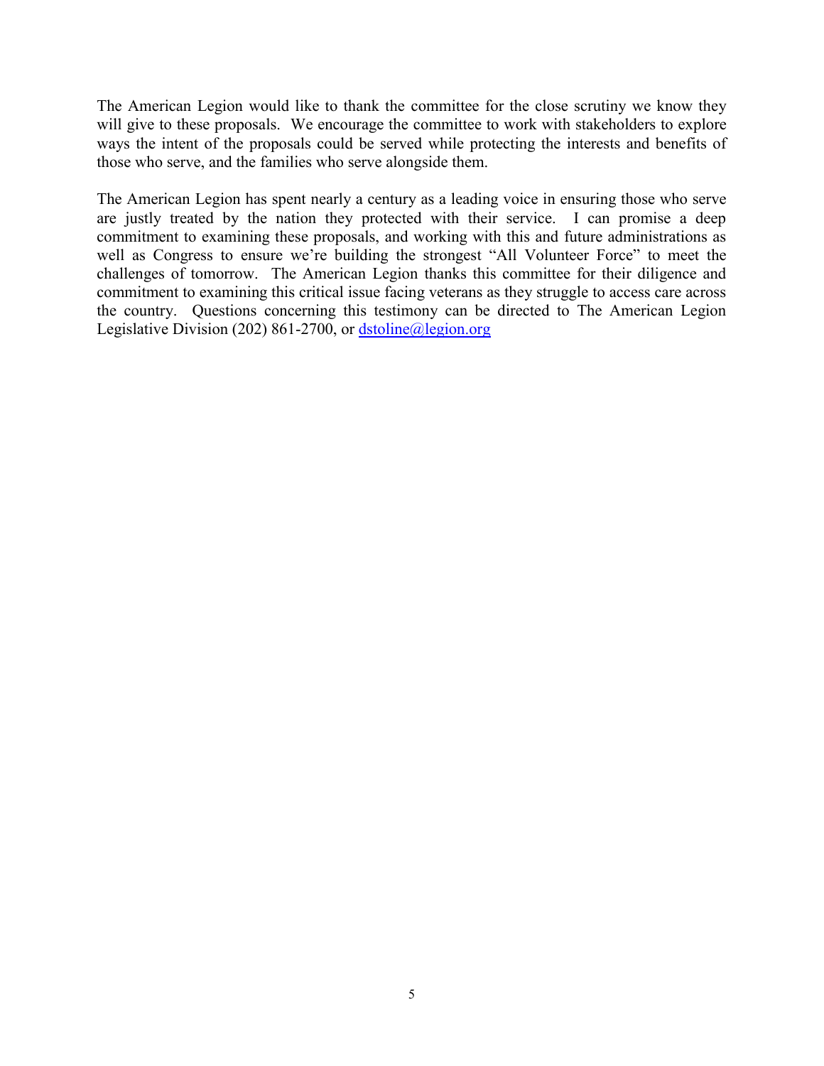The American Legion would like to thank the committee for the close scrutiny we know they will give to these proposals. We encourage the committee to work with stakeholders to explore ways the intent of the proposals could be served while protecting the interests and benefits of those who serve, and the families who serve alongside them.

The American Legion has spent nearly a century as a leading voice in ensuring those who serve are justly treated by the nation they protected with their service. I can promise a deep commitment to examining these proposals, and working with this and future administrations as well as Congress to ensure we're building the strongest "All Volunteer Force" to meet the challenges of tomorrow. The American Legion thanks this committee for their diligence and commitment to examining this critical issue facing veterans as they struggle to access care across the country. Questions concerning this testimony can be directed to The American Legion Legislative Division (202) 861-2700, or dstoline@legion.org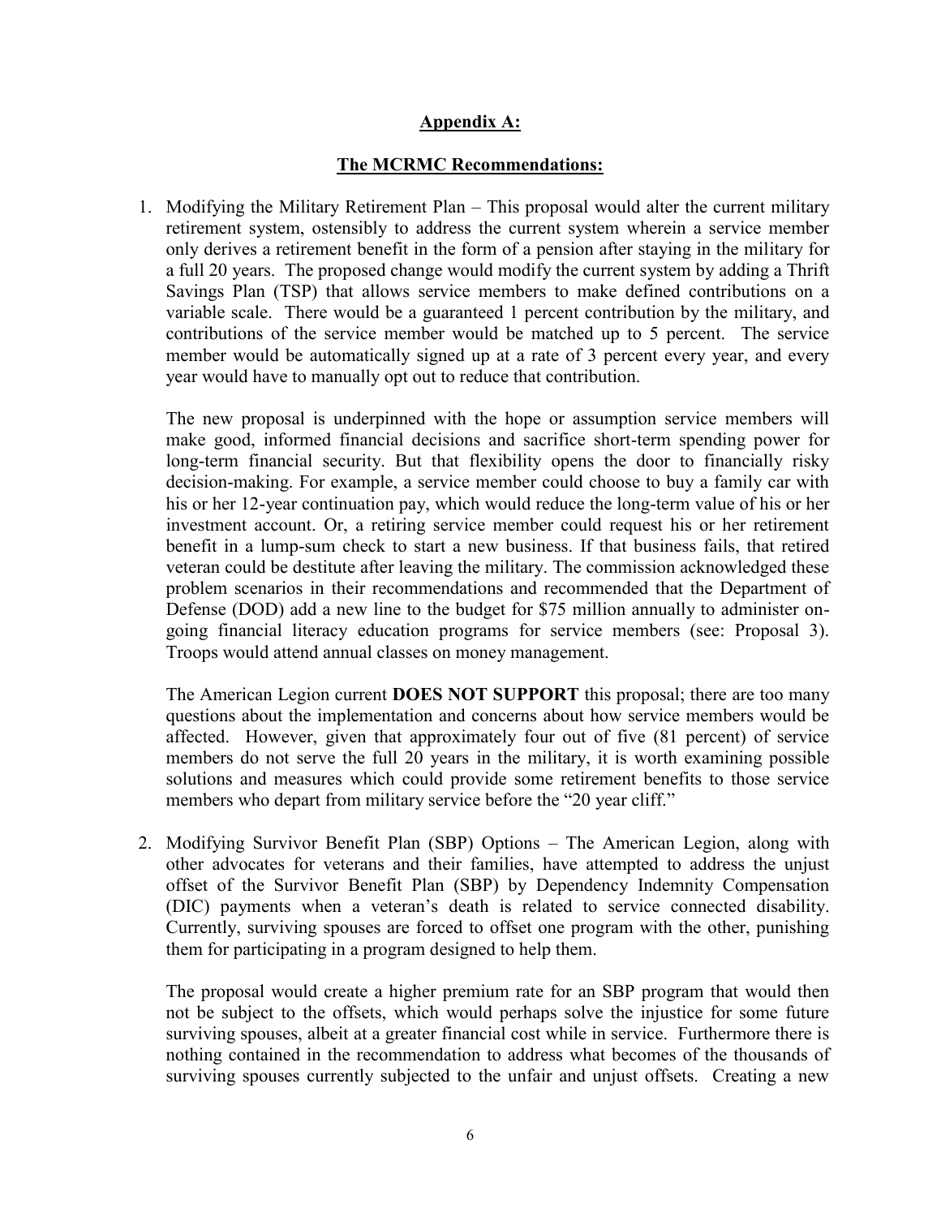## Appendix A:

## The MCRMC Recommendations:

1. Modifying the Military Retirement Plan – This proposal would alter the current military retirement system, ostensibly to address the current system wherein a service member only derives a retirement benefit in the form of a pension after staying in the military for a full 20 years. The proposed change would modify the current system by adding a Thrift Savings Plan (TSP) that allows service members to make defined contributions on a variable scale. There would be a guaranteed 1 percent contribution by the military, and contributions of the service member would be matched up to 5 percent. The service member would be automatically signed up at a rate of 3 percent every year, and every year would have to manually opt out to reduce that contribution.

   The new proposal is underpinned with the hope or assumption service members will make good, informed financial decisions and sacrifice short-term spending power for long-term financial security. But that flexibility opens the door to financially risky decision-making. For example, a service member could choose to buy a family car with his or her 12-year continuation pay, which would reduce the long-term value of his or her investment account. Or, a retiring service member could request his or her retirement benefit in a lump-sum check to start a new business. If that business fails, that retired veteran could be destitute after leaving the military. The commission acknowledged these problem scenarios in their recommendations and recommended that the Department of Defense (DOD) add a new line to the budget for $75 million annually to administer on-going financial literacy education programs for service members (see: Proposal 3). Troops would attend annual classes on money management.

   The American Legion current **DOES NOT SUPPORT** this proposal; there are too many questions about the implementation and concerns about how service members would be affected. However, given that approximately four out of five (81 percent) of service members do not serve the full 20 years in the military, it is worth examining possible solutions and measures which could provide some retirement benefits to those service members who depart from military service before the "20 year cliff."

2. Modifying Survivor Benefit Plan (SBP) Options – The American Legion, along with other advocates for veterans and their families, have attempted to address the unjust offset of the Survivor Benefit Plan (SBP) by Dependency Indemnity Compensation (DIC) payments when a veteran's death is related to service connected disability. Currently, surviving spouses are forced to offset one program with the other, punishing them for participating in a program designed to help them.

   The proposal would create a higher premium rate for an SBP program that would then not be subject to the offsets, which would perhaps solve the injustice for some future surviving spouses, albeit at a greater financial cost while in service. Furthermore there is nothing contained in the recommendation to address what becomes of the thousands of surviving spouses currently subjected to the unfair and unjust offsets. Creating a new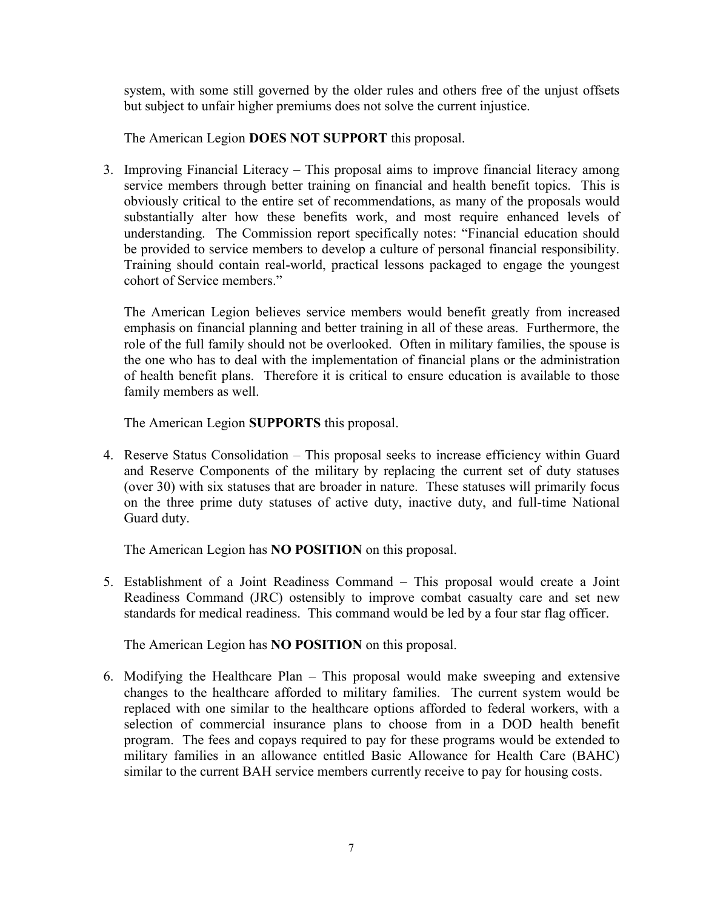system, with some still governed by the older rules and others free of the unjust offsets but subject to unfair higher premiums does not solve the current injustice.

The American Legion **DOES NOT SUPPORT** this proposal.

3. Improving Financial Literacy – This proposal aims to improve financial literacy among service members through better training on financial and health benefit topics. This is obviously critical to the entire set of recommendations, as many of the proposals would substantially alter how these benefits work, and most require enhanced levels of understanding. The Commission report specifically notes: "Financial education should be provided to service members to develop a culture of personal financial responsibility. Training should contain real-world, practical lessons packaged to engage the youngest cohort of Service members."

   The American Legion believes service members would benefit greatly from increased emphasis on financial planning and better training in all of these areas. Furthermore, the role of the full family should not be overlooked. Often in military families, the spouse is the one who has to deal with the implementation of financial plans or the administration of health benefit plans. Therefore it is critical to ensure education is available to those family members as well.

   The American Legion **SUPPORTS** this proposal.

4. Reserve Status Consolidation – This proposal seeks to increase efficiency within Guard and Reserve Components of the military by replacing the current set of duty statuses (over 30) with six statuses that are broader in nature. These statuses will primarily focus on the three prime duty statuses of active duty, inactive duty, and full-time National Guard duty.

   The American Legion has **NO POSITION** on this proposal.

5. Establishment of a Joint Readiness Command – This proposal would create a Joint Readiness Command (JRC) ostensibly to improve combat casualty care and set new standards for medical readiness. This command would be led by a four star flag officer.

   The American Legion has **NO POSITION** on this proposal.

6. Modifying the Healthcare Plan – This proposal would make sweeping and extensive changes to the healthcare afforded to military families. The current system would be replaced with one similar to the healthcare options afforded to federal workers, with a selection of commercial insurance plans to choose from in a DOD health benefit program. The fees and copays required to pay for these programs would be extended to military families in an allowance entitled Basic Allowance for Health Care (BAHC) similar to the current BAH service members currently receive to pay for housing costs.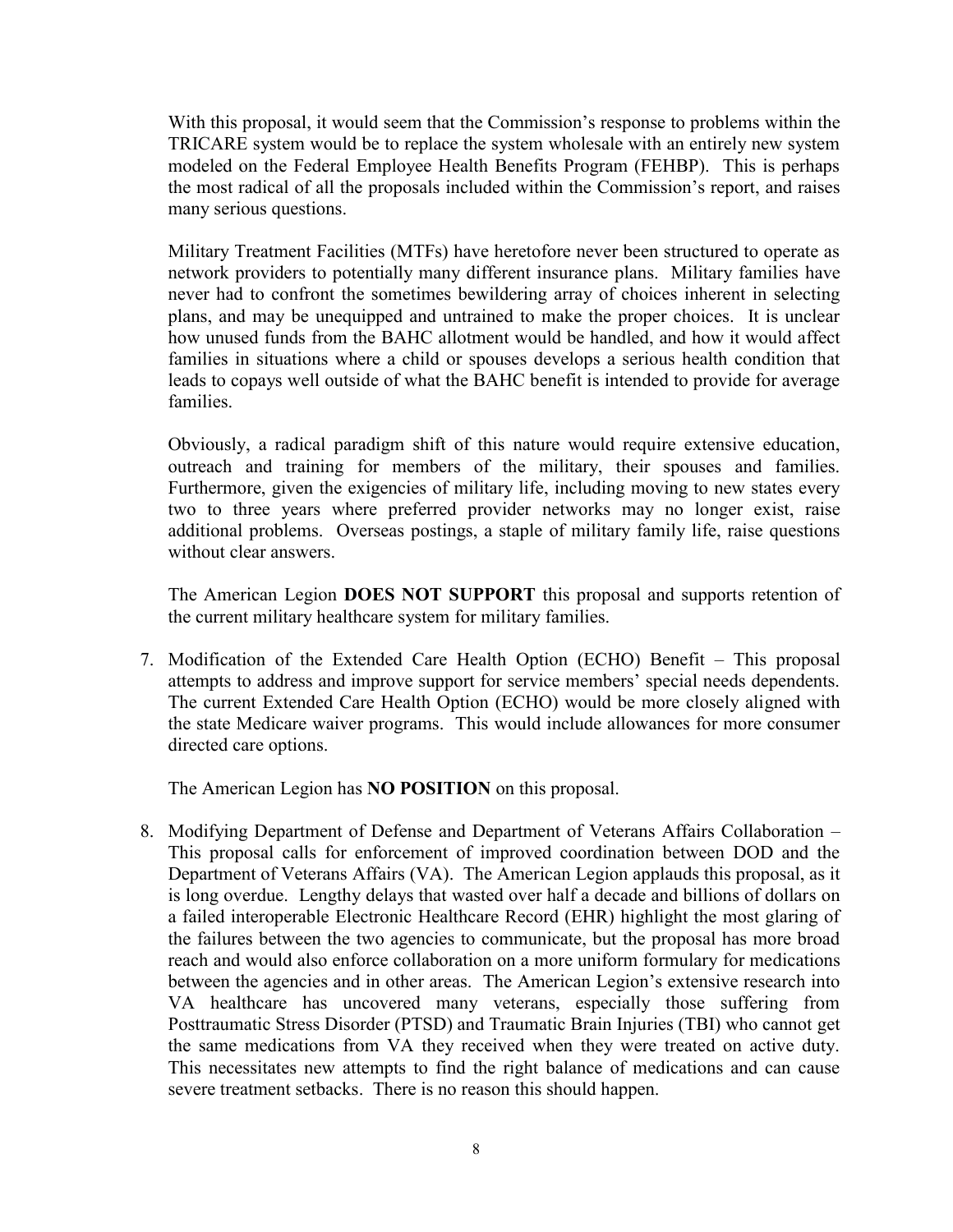With this proposal, it would seem that the Commission's response to problems within the TRICARE system would be to replace the system wholesale with an entirely new system modeled on the Federal Employee Health Benefits Program (FEHBP). This is perhaps the most radical of all the proposals included within the Commission's report, and raises many serious questions.

Military Treatment Facilities (MTFs) have heretofore never been structured to operate as network providers to potentially many different insurance plans. Military families have never had to confront the sometimes bewildering array of choices inherent in selecting plans, and may be unequipped and untrained to make the proper choices. It is unclear how unused funds from the BAHC allotment would be handled, and how it would affect families in situations where a child or spouses develops a serious health condition that leads to copays well outside of what the BAHC benefit is intended to provide for average families.

Obviously, a radical paradigm shift of this nature would require extensive education, outreach and training for members of the military, their spouses and families. Furthermore, given the exigencies of military life, including moving to new states every two to three years where preferred provider networks may no longer exist, raise additional problems. Overseas postings, a staple of military family life, raise questions without clear answers.

The American Legion **DOES NOT SUPPORT** this proposal and supports retention of the current military healthcare system for military families.

7. Modification of the Extended Care Health Option (ECHO) Benefit – This proposal attempts to address and improve support for service members' special needs dependents. The current Extended Care Health Option (ECHO) would be more closely aligned with the state Medicare waiver programs. This would include allowances for more consumer directed care options.

   The American Legion has **NO POSITION** on this proposal.

8. Modifying Department of Defense and Department of Veterans Affairs Collaboration – This proposal calls for enforcement of improved coordination between DOD and the Department of Veterans Affairs (VA). The American Legion applauds this proposal, as it is long overdue. Lengthy delays that wasted over half a decade and billions of dollars on a failed interoperable Electronic Healthcare Record (EHR) highlight the most glaring of the failures between the two agencies to communicate, but the proposal has more broad reach and would also enforce collaboration on a more uniform formulary for medications between the agencies and in other areas. The American Legion's extensive research into VA healthcare has uncovered many veterans, especially those suffering from Posttraumatic Stress Disorder (PTSD) and Traumatic Brain Injuries (TBI) who cannot get the same medications from VA they received when they were treated on active duty. This necessitates new attempts to find the right balance of medications and can cause severe treatment setbacks. There is no reason this should happen.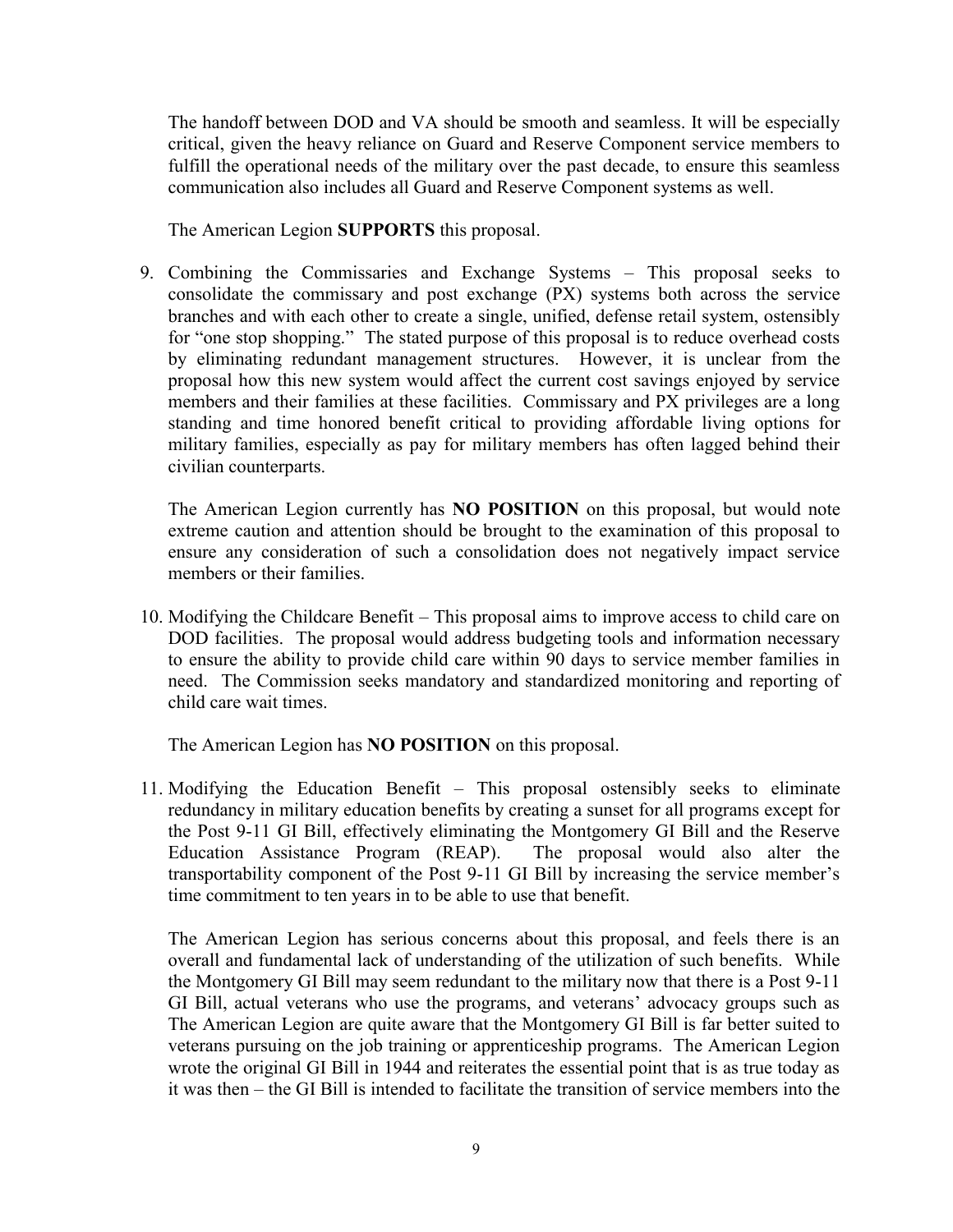The handoff between DOD and VA should be smooth and seamless. It will be especially critical, given the heavy reliance on Guard and Reserve Component service members to fulfill the operational needs of the military over the past decade, to ensure this seamless communication also includes all Guard and Reserve Component systems as well.

The American Legion **SUPPORTS** this proposal.

9. Combining the Commissaries and Exchange Systems – This proposal seeks to consolidate the commissary and post exchange (PX) systems both across the service branches and with each other to create a single, unified, defense retail system, ostensibly for "one stop shopping." The stated purpose of this proposal is to reduce overhead costs by eliminating redundant management structures. However, it is unclear from the proposal how this new system would affect the current cost savings enjoyed by service members and their families at these facilities. Commissary and PX privileges are a long standing and time honored benefit critical to providing affordable living options for military families, especially as pay for military members has often lagged behind their civilian counterparts.

   The American Legion currently has **NO POSITION** on this proposal, but would note extreme caution and attention should be brought to the examination of this proposal to ensure any consideration of such a consolidation does not negatively impact service members or their families.

10. Modifying the Childcare Benefit – This proposal aims to improve access to child care on DOD facilities. The proposal would address budgeting tools and information necessary to ensure the ability to provide child care within 90 days to service member families in need. The Commission seeks mandatory and standardized monitoring and reporting of child care wait times.

    The American Legion has **NO POSITION** on this proposal.

11. Modifying the Education Benefit – This proposal ostensibly seeks to eliminate redundancy in military education benefits by creating a sunset for all programs except for the Post 9-11 GI Bill, effectively eliminating the Montgomery GI Bill and the Reserve Education Assistance Program (REAP). The proposal would also alter the transportability component of the Post 9-11 GI Bill by increasing the service member's time commitment to ten years in to be able to use that benefit.

    The American Legion has serious concerns about this proposal, and feels there is an overall and fundamental lack of understanding of the utilization of such benefits. While the Montgomery GI Bill may seem redundant to the military now that there is a Post 9-11 GI Bill, actual veterans who use the programs, and veterans' advocacy groups such as The American Legion are quite aware that the Montgomery GI Bill is far better suited to veterans pursuing on the job training or apprenticeship programs. The American Legion wrote the original GI Bill in 1944 and reiterates the essential point that is as true today as it was then – the GI Bill is intended to facilitate the transition of service members into the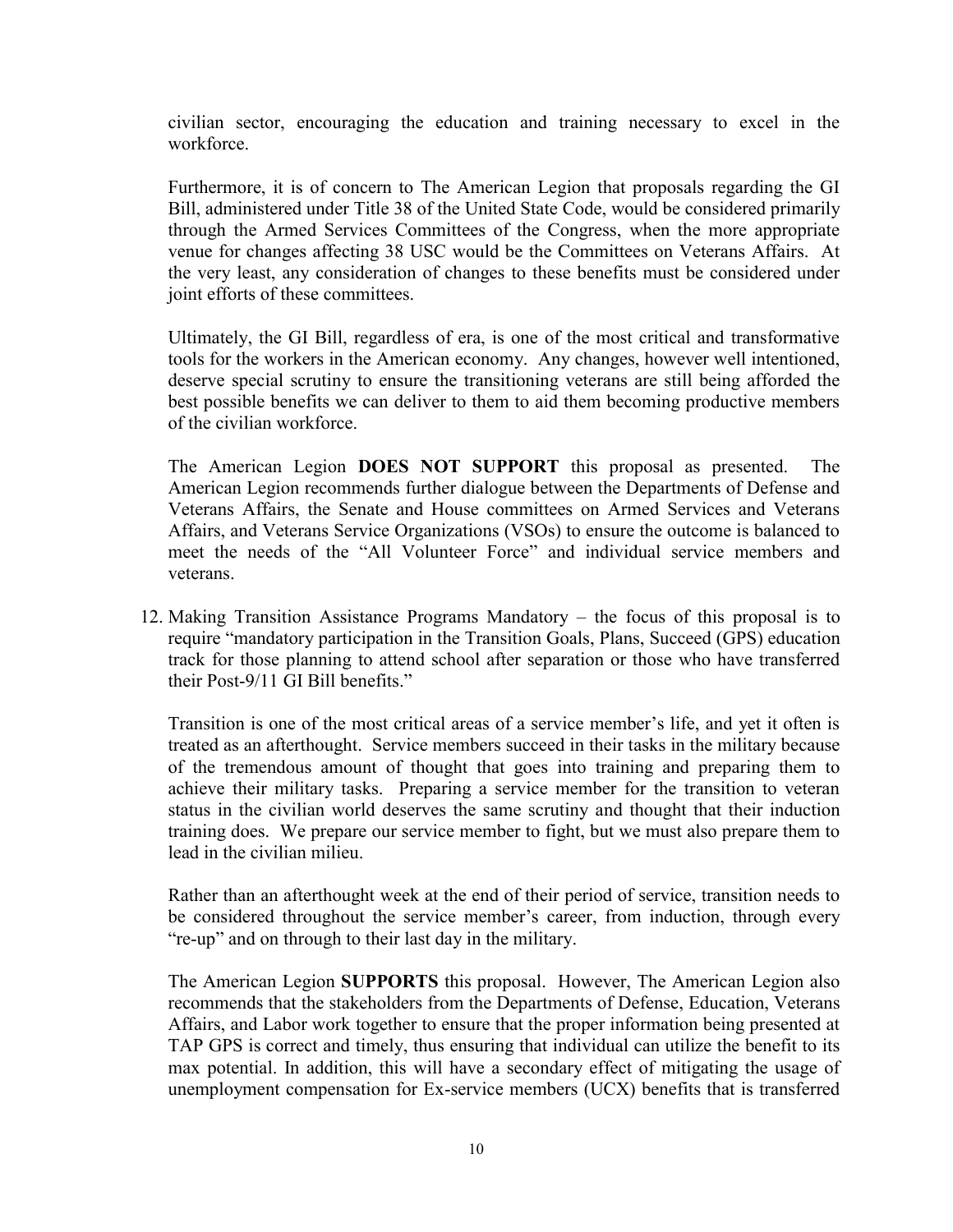civilian sector, encouraging the education and training necessary to excel in the workforce.

Furthermore, it is of concern to The American Legion that proposals regarding the GI Bill, administered under Title 38 of the United State Code, would be considered primarily through the Armed Services Committees of the Congress, when the more appropriate venue for changes affecting 38 USC would be the Committees on Veterans Affairs. At the very least, any consideration of changes to these benefits must be considered under joint efforts of these committees.

Ultimately, the GI Bill, regardless of era, is one of the most critical and transformative tools for the workers in the American economy. Any changes, however well intentioned, deserve special scrutiny to ensure the transitioning veterans are still being afforded the best possible benefits we can deliver to them to aid them becoming productive members of the civilian workforce.

The American Legion **DOES NOT SUPPORT** this proposal as presented. The American Legion recommends further dialogue between the Departments of Defense and Veterans Affairs, the Senate and House committees on Armed Services and Veterans Affairs, and Veterans Service Organizations (VSOs) to ensure the outcome is balanced to meet the needs of the "All Volunteer Force" and individual service members and veterans.

12. Making Transition Assistance Programs Mandatory – the focus of this proposal is to require "mandatory participation in the Transition Goals, Plans, Succeed (GPS) education track for those planning to attend school after separation or those who have transferred their Post-9/11 GI Bill benefits."

    Transition is one of the most critical areas of a service member's life, and yet it often is treated as an afterthought. Service members succeed in their tasks in the military because of the tremendous amount of thought that goes into training and preparing them to achieve their military tasks. Preparing a service member for the transition to veteran status in the civilian world deserves the same scrutiny and thought that their induction training does. We prepare our service member to fight, but we must also prepare them to lead in the civilian milieu.

    Rather than an afterthought week at the end of their period of service, transition needs to be considered throughout the service member's career, from induction, through every "re-up" and on through to their last day in the military.

    The American Legion **SUPPORTS** this proposal. However, The American Legion also recommends that the stakeholders from the Departments of Defense, Education, Veterans Affairs, and Labor work together to ensure that the proper information being presented at TAP GPS is correct and timely, thus ensuring that individual can utilize the benefit to its max potential. In addition, this will have a secondary effect of mitigating the usage of unemployment compensation for Ex-service members (UCX) benefits that is transferred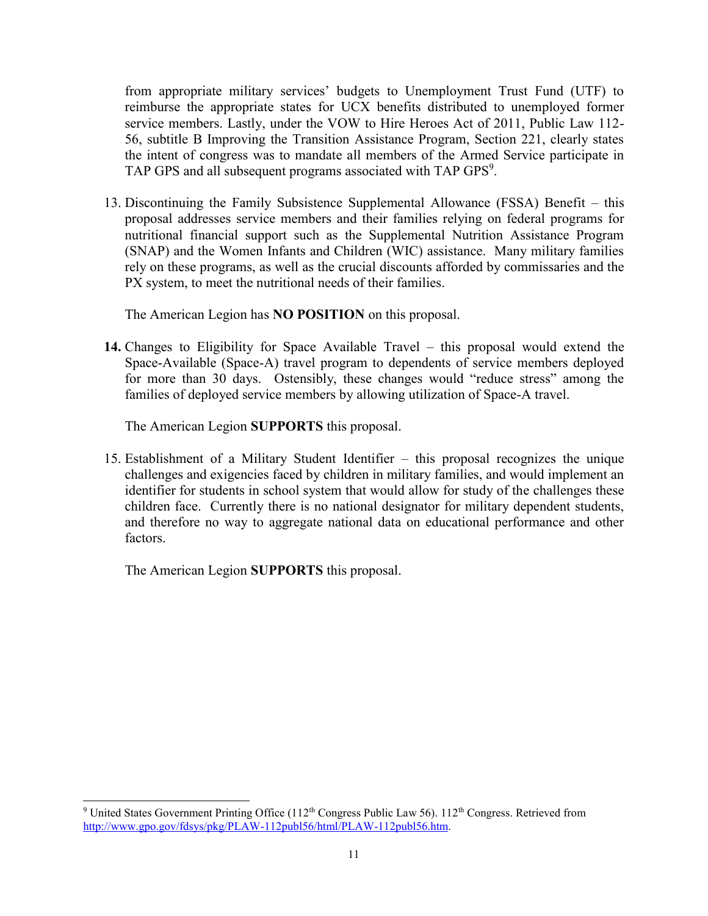from appropriate military services' budgets to Unemployment Trust Fund (UTF) to reimburse the appropriate states for UCX benefits distributed to unemployed former service members. Lastly, under the VOW to Hire Heroes Act of 2011, Public Law 112-56, subtitle B Improving the Transition Assistance Program, Section 221, clearly states the intent of congress was to mandate all members of the Armed Service participate in TAP GPS and all subsequent programs associated with TAP GPS[9].

13. Discontinuing the Family Subsistence Supplemental Allowance (FSSA) Benefit – this proposal addresses service members and their families relying on federal programs for nutritional financial support such as the Supplemental Nutrition Assistance Program (SNAP) and the Women Infants and Children (WIC) assistance. Many military families rely on these programs, as well as the crucial discounts afforded by commissaries and the PX system, to meet the nutritional needs of their families.

   The American Legion has **NO POSITION** on this proposal.

**14.** Changes to Eligibility for Space Available Travel – this proposal would extend the Space-Available (Space-A) travel program to dependents of service members deployed for more than 30 days. Ostensibly, these changes would "reduce stress" among the families of deployed service members by allowing utilization of Space-A travel.

   The American Legion **SUPPORTS** this proposal.

15. Establishment of a Military Student Identifier – this proposal recognizes the unique challenges and exigencies faced by children in military families, and would implement an identifier for students in school system that would allow for study of the challenges these children face. Currently there is no national designator for military dependent students, and therefore no way to aggregate national data on educational performance and other factors.

   The American Legion **SUPPORTS** this proposal.

---

[9] United States Government Printing Office (112th Congress Public Law 56). 112th Congress. Retrieved from http://www.gpo.gov/fdsys/pkg/PLAW-112publ56/html/PLAW-112publ56.htm.